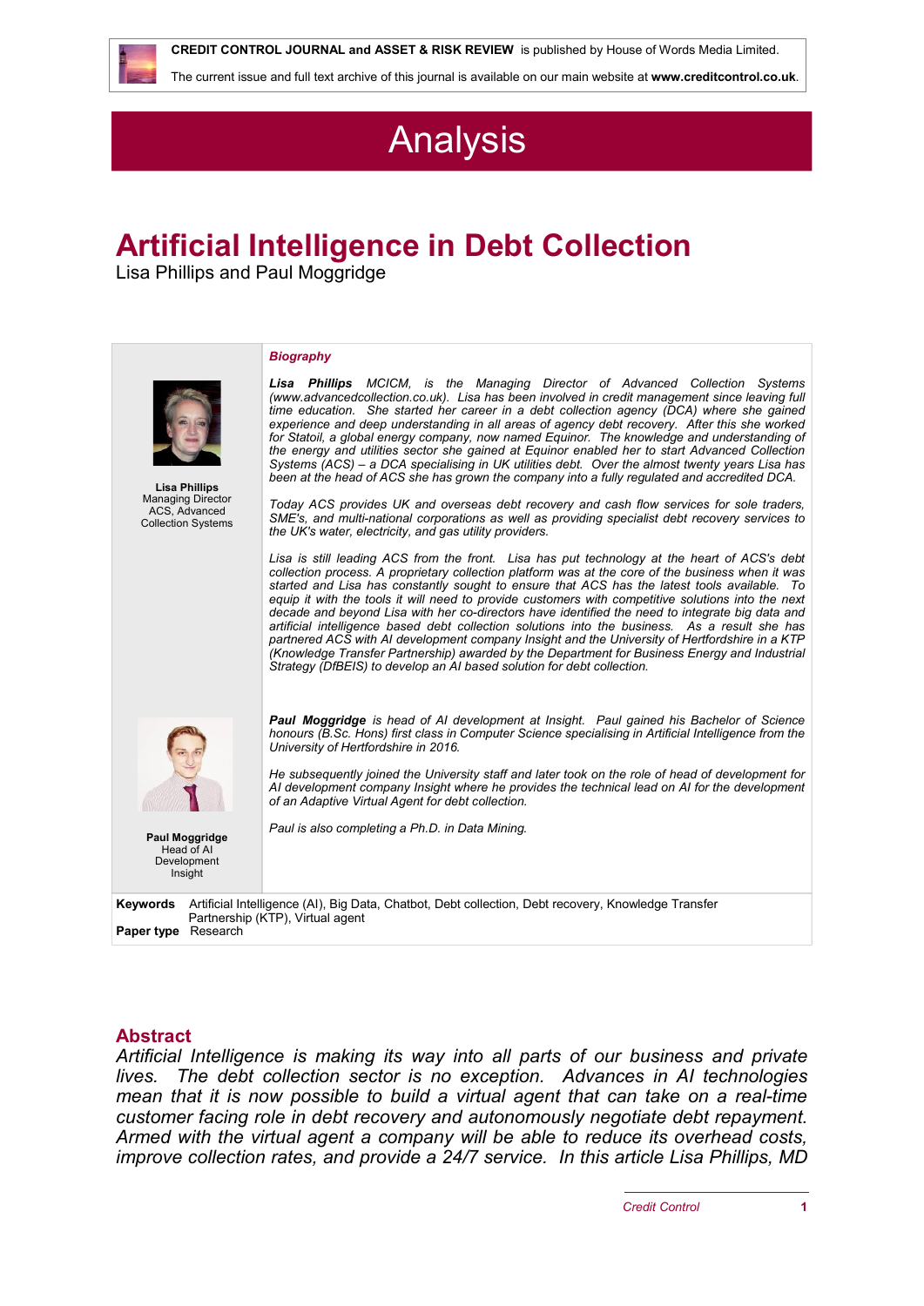CREDIT CONTROL JOURNAL and ASSET & RISK REVIEW is published by House of Words Media Limited.

The current issue and full text archive of this journal is available on our main website at **www.creditcontrol.co.uk**.

# Analysis

## Artificial Intelligence in Debt Collection

Lisa Phillips and Paul Moggridge

**Lisa Phillips**
Managing Director
ACS, Advanced Collection Systems

**Paul Moggridge**
Head of AI Development
Insight

***Biography***

***Lisa Phillips*** *MCICM, is the Managing Director of Advanced Collection Systems (www.advancedcollection.co.uk). Lisa has been involved in credit management since leaving full time education. She started her career in a debt collection agency (DCA) where she gained experience and deep understanding in all areas of agency debt recovery. After this she worked for Statoil, a global energy company, now named Equinor. The knowledge and understanding of the energy and utilities sector she gained at Equinor enabled her to start Advanced Collection Systems (ACS) – a DCA specialising in UK utilities debt. Over the almost twenty years Lisa has been at the head of ACS she has grown the company into a fully regulated and accredited DCA.*

*Today ACS provides UK and overseas debt recovery and cash flow services for sole traders, SME's, and multi-national corporations as well as providing specialist debt recovery services to the UK's water, electricity, and gas utility providers.*

*Lisa is still leading ACS from the front. Lisa has put technology at the heart of ACS's debt collection process. A proprietary collection platform was at the core of the business when it was started and Lisa has constantly sought to ensure that ACS has the latest tools available. To equip it with the tools it will need to provide customers with competitive solutions into the next decade and beyond Lisa with her co-directors have identified the need to integrate big data and artificial intelligence based debt collection solutions into the business. As a result she has partnered ACS with AI development company Insight and the University of Hertfordshire in a KTP (Knowledge Transfer Partnership) awarded by the Department for Business Energy and Industrial Strategy (DfBEIS) to develop an AI based solution for debt collection.*

***Paul Moggridge*** *is head of AI development at Insight. Paul gained his Bachelor of Science honours (B.Sc. Hons) first class in Computer Science specialising in Artificial Intelligence from the University of Hertfordshire in 2016.*

*He subsequently joined the University staff and later took on the role of head of development for AI development company Insight where he provides the technical lead on AI for the development of an Adaptive Virtual Agent for debt collection.*

*Paul is also completing a Ph.D. in Data Mining.*

**Keywords** Artificial Intelligence (AI), Big Data, Chatbot, Debt collection, Debt recovery, Knowledge Transfer Partnership (KTP), Virtual agent

**Paper type** Research

## Abstract

*Artificial Intelligence is making its way into all parts of our business and private lives. The debt collection sector is no exception. Advances in AI technologies mean that it is now possible to build a virtual agent that can take on a real-time customer facing role in debt recovery and autonomously negotiate debt repayment. Armed with the virtual agent a company will be able to reduce its overhead costs, improve collection rates, and provide a 24/7 service. In this article Lisa Phillips, MD*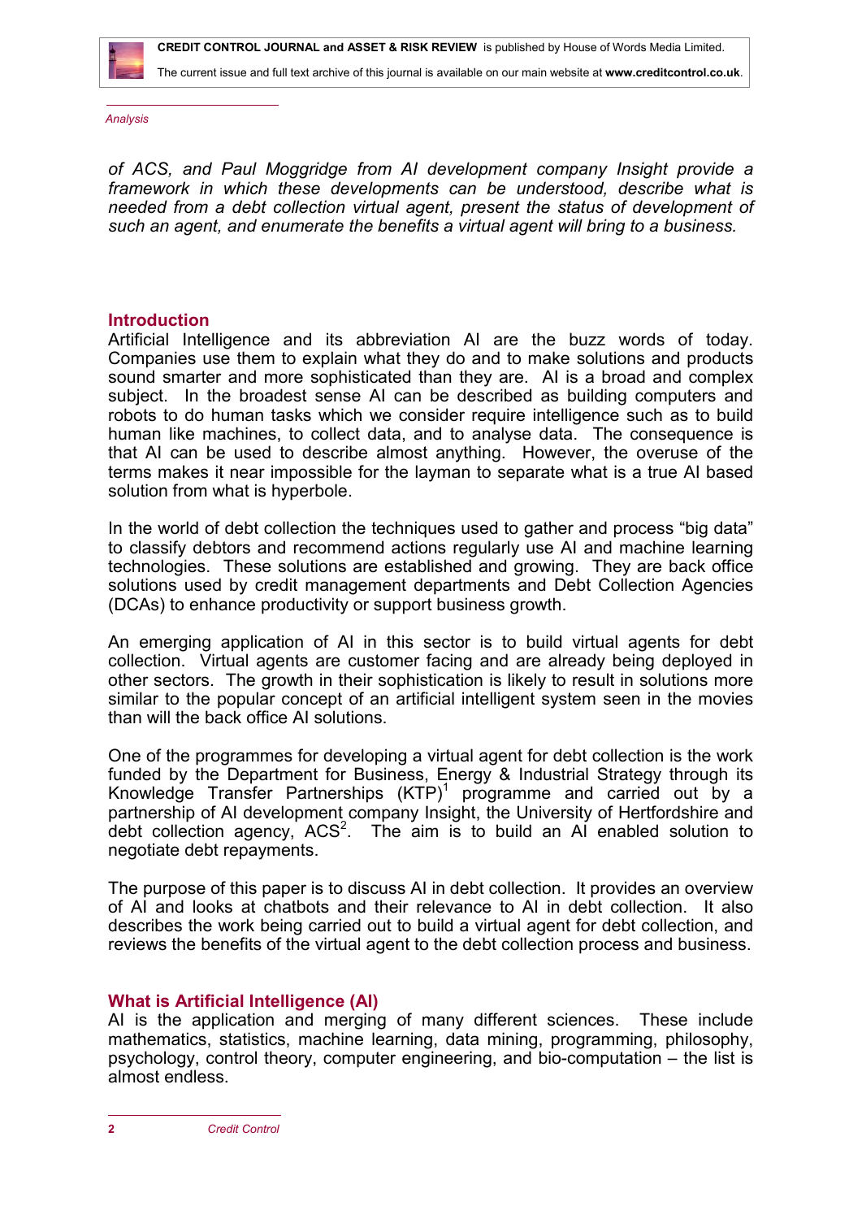*of ACS, and Paul Moggridge from AI development company Insight provide a framework in which these developments can be understood, describe what is needed from a debt collection virtual agent, present the status of development of such an agent, and enumerate the benefits a virtual agent will bring to a business.*

## Introduction

Artificial Intelligence and its abbreviation AI are the buzz words of today. Companies use them to explain what they do and to make solutions and products sound smarter and more sophisticated than they are. AI is a broad and complex subject. In the broadest sense AI can be described as building computers and robots to do human tasks which we consider require intelligence such as to build human like machines, to collect data, and to analyse data. The consequence is that AI can be used to describe almost anything. However, the overuse of the terms makes it near impossible for the layman to separate what is a true AI based solution from what is hyperbole.

In the world of debt collection the techniques used to gather and process "big data" to classify debtors and recommend actions regularly use AI and machine learning technologies. These solutions are established and growing. They are back office solutions used by credit management departments and Debt Collection Agencies (DCAs) to enhance productivity or support business growth.

An emerging application of AI in this sector is to build virtual agents for debt collection. Virtual agents are customer facing and are already being deployed in other sectors. The growth in their sophistication is likely to result in solutions more similar to the popular concept of an artificial intelligent system seen in the movies than will the back office AI solutions.

One of the programmes for developing a virtual agent for debt collection is the work funded by the Department for Business, Energy & Industrial Strategy through its Knowledge Transfer Partnerships (KTP)[1] programme and carried out by a partnership of AI development company Insight, the University of Hertfordshire and debt collection agency, ACS[2]. The aim is to build an AI enabled solution to negotiate debt repayments.

The purpose of this paper is to discuss AI in debt collection. It provides an overview of AI and looks at chatbots and their relevance to AI in debt collection. It also describes the work being carried out to build a virtual agent for debt collection, and reviews the benefits of the virtual agent to the debt collection process and business.

## What is Artificial Intelligence (AI)

AI is the application and merging of many different sciences. These include mathematics, statistics, machine learning, data mining, programming, philosophy, psychology, control theory, computer engineering, and bio-computation – the list is almost endless.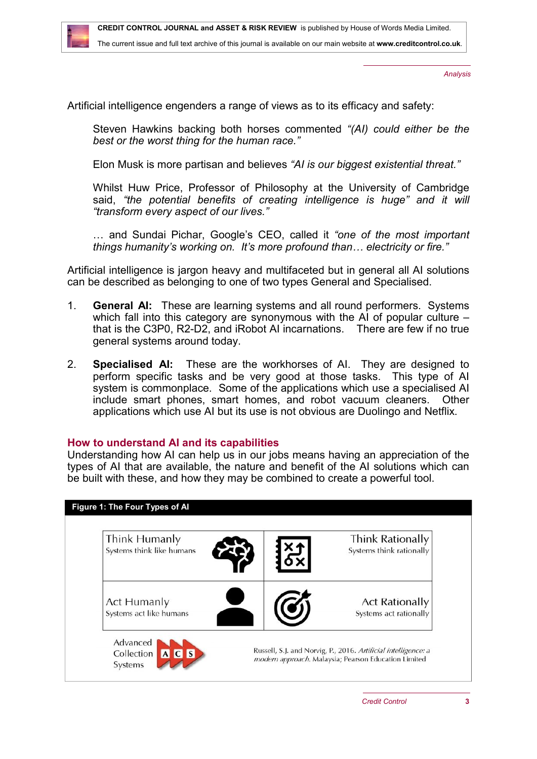Artificial intelligence engenders a range of views as to its efficacy and safety:

> Steven Hawkins backing both horses commented *"(AI) could either be the best or the worst thing for the human race."*
>
> Elon Musk is more partisan and believes *"AI is our biggest existential threat."*
>
> Whilst Huw Price, Professor of Philosophy at the University of Cambridge said, *"the potential benefits of creating intelligence is huge" and it will "transform every aspect of our lives."*
>
> … and Sundai Pichar, Google's CEO, called it *"one of the most important things humanity's working on. It's more profound than… electricity or fire."*

Artificial intelligence is jargon heavy and multifaceted but in general all AI solutions can be described as belonging to one of two types General and Specialised.

1. **General AI:** These are learning systems and all round performers. Systems which fall into this category are synonymous with the AI of popular culture – that is the C3P0, R2-D2, and iRobot AI incarnations. There are few if no true general systems around today.

2. **Specialised AI:** These are the workhorses of AI. They are designed to perform specific tasks and be very good at those tasks. This type of AI system is commonplace. Some of the applications which use a specialised AI include smart phones, smart homes, and robot vacuum cleaners. Other applications which use AI but its use is not obvious are Duolingo and Netflix.

## How to understand AI and its capabilities

Understanding how AI can help us in our jobs means having an appreciation of the types of AI that are available, the nature and benefit of the AI solutions which can be built with these, and how they may be combined to create a powerful tool.

**Figure 1: The Four Types of AI**

| Think Humanly<br>Systems think like humans | Think Rationally<br>Systems think rationally |
|---|---|
| **Act Humanly**<br>Systems act like humans | **Act Rationally**<br>Systems act rationally |

Advanced Collection Systems (ACS)

Russell, S.J. and Norvig, P., 2016. *Artificial intelligence: a modern approach.* Malaysia; Pearson Education Limited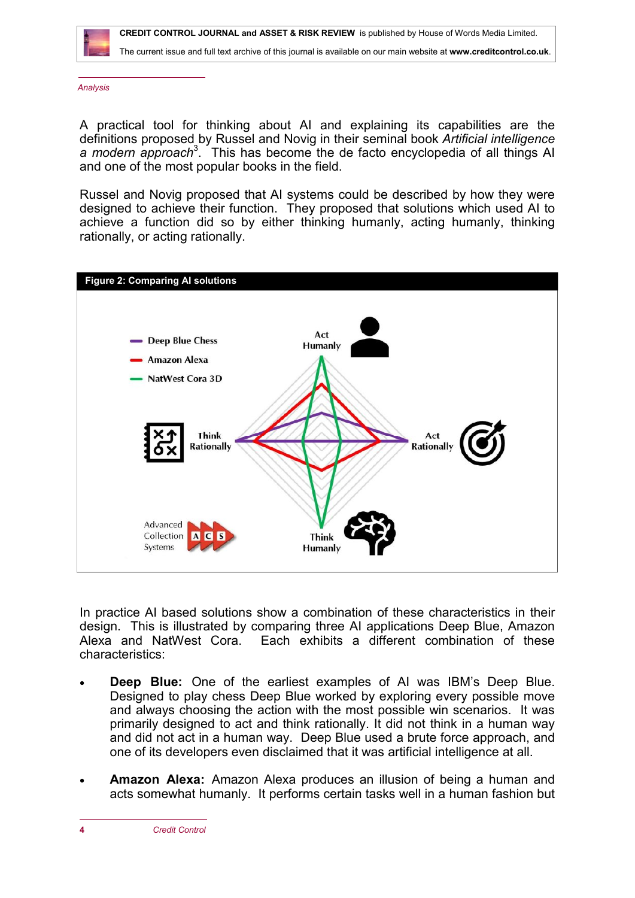*Analysis*

A practical tool for thinking about AI and explaining its capabilities are the definitions proposed by Russel and Norvig in their seminal book *Artificial intelligence a modern approach*[3]. This has become the de facto encyclopedia of all things AI and one of the most popular books in the field.

Russel and Novig proposed that AI systems could be described by how they were designed to achieve their function. They proposed that solutions which used AI to achieve a function did so by either thinking humanly, acting humanly, thinking rationally, or acting rationally.

**Figure 2: Comparing AI solutions**

In practice AI based solutions show a combination of these characteristics in their design. This is illustrated by comparing three AI applications Deep Blue, Amazon Alexa and NatWest Cora. Each exhibits a different combination of these characteristics:

- **Deep Blue:** One of the earliest examples of AI was IBM's Deep Blue. Designed to play chess Deep Blue worked by exploring every possible move and always choosing the action with the most possible win scenarios. It was primarily designed to act and think rationally. It did not think in a human way and did not act in a human way. Deep Blue used a brute force approach, and one of its developers even disclaimed that it was artificial intelligence at all.

- **Amazon Alexa:** Amazon Alexa produces an illusion of being a human and acts somewhat humanly. It performs certain tasks well in a human fashion but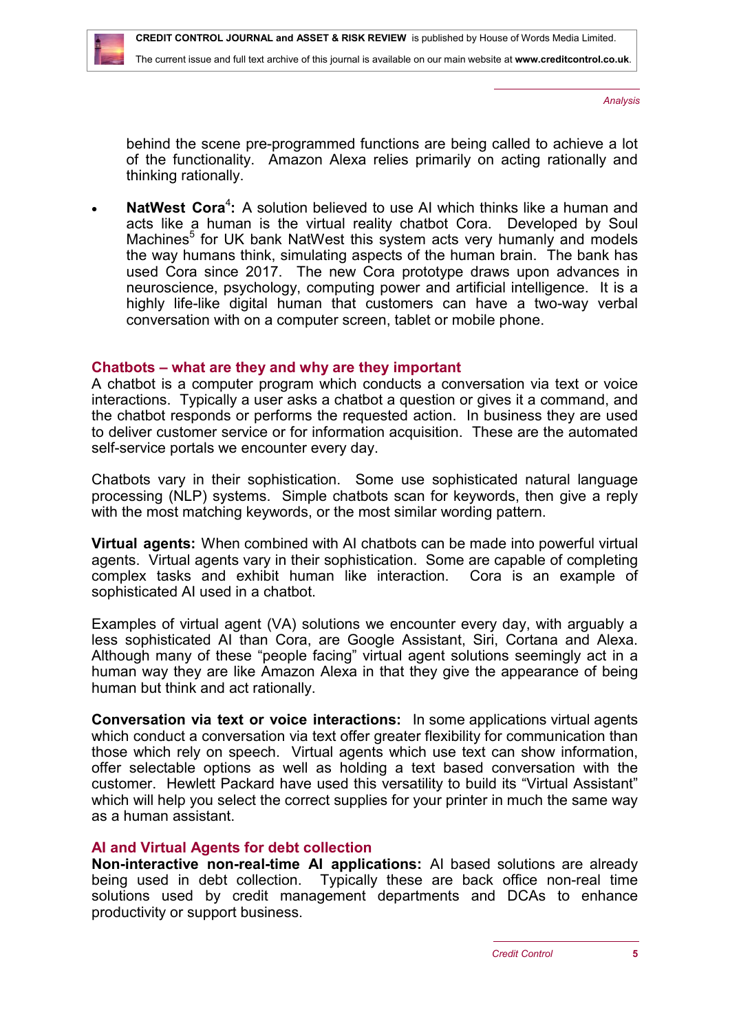behind the scene pre-programmed functions are being called to achieve a lot of the functionality. Amazon Alexa relies primarily on acting rationally and thinking rationally.

- **NatWest Cora**[4]**:** A solution believed to use AI which thinks like a human and acts like a human is the virtual reality chatbot Cora. Developed by Soul Machines[5] for UK bank NatWest this system acts very humanly and models the way humans think, simulating aspects of the human brain. The bank has used Cora since 2017. The new Cora prototype draws upon advances in neuroscience, psychology, computing power and artificial intelligence. It is a highly life-like digital human that customers can have a two-way verbal conversation with on a computer screen, tablet or mobile phone.

## Chatbots – what are they and why are they important

A chatbot is a computer program which conducts a conversation via text or voice interactions. Typically a user asks a chatbot a question or gives it a command, and the chatbot responds or performs the requested action. In business they are used to deliver customer service or for information acquisition. These are the automated self-service portals we encounter every day.

Chatbots vary in their sophistication. Some use sophisticated natural language processing (NLP) systems. Simple chatbots scan for keywords, then give a reply with the most matching keywords, or the most similar wording pattern.

**Virtual agents:** When combined with AI chatbots can be made into powerful virtual agents. Virtual agents vary in their sophistication. Some are capable of completing complex tasks and exhibit human like interaction. Cora is an example of sophisticated AI used in a chatbot.

Examples of virtual agent (VA) solutions we encounter every day, with arguably a less sophisticated AI than Cora, are Google Assistant, Siri, Cortana and Alexa. Although many of these "people facing" virtual agent solutions seemingly act in a human way they are like Amazon Alexa in that they give the appearance of being human but think and act rationally.

**Conversation via text or voice interactions:** In some applications virtual agents which conduct a conversation via text offer greater flexibility for communication than those which rely on speech. Virtual agents which use text can show information, offer selectable options as well as holding a text based conversation with the customer. Hewlett Packard have used this versatility to build its "Virtual Assistant" which will help you select the correct supplies for your printer in much the same way as a human assistant.

## AI and Virtual Agents for debt collection

**Non-interactive non-real-time AI applications:** AI based solutions are already being used in debt collection. Typically these are back office non-real time solutions used by credit management departments and DCAs to enhance productivity or support business.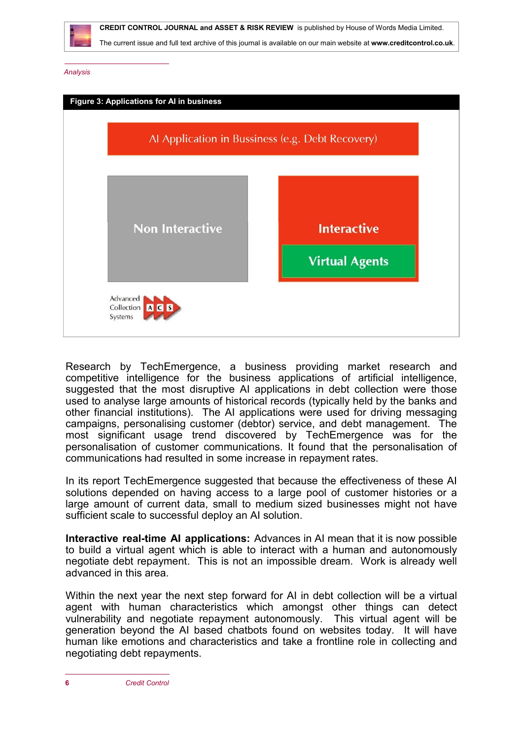*Analysis*

**Figure 3: Applications for AI in business**

AI Application in Bussiness (e.g. Debt Recovery)

Non Interactive

Interactive

Virtual Agents

Advanced Collection Systems

Research by TechEmergence, a business providing market research and competitive intelligence for the business applications of artificial intelligence, suggested that the most disruptive AI applications in debt collection were those used to analyse large amounts of historical records (typically held by the banks and other financial institutions). The AI applications were used for driving messaging campaigns, personalising customer (debtor) service, and debt management. The most significant usage trend discovered by TechEmergence was for the personalisation of customer communications. It found that the personalisation of communications had resulted in some increase in repayment rates.

In its report TechEmergence suggested that because the effectiveness of these AI solutions depended on having access to a large pool of customer histories or a large amount of current data, small to medium sized businesses might not have sufficient scale to successful deploy an AI solution.

**Interactive real-time AI applications:** Advances in AI mean that it is now possible to build a virtual agent which is able to interact with a human and autonomously negotiate debt repayment. This is not an impossible dream. Work is already well advanced in this area.

Within the next year the next step forward for AI in debt collection will be a virtual agent with human characteristics which amongst other things can detect vulnerability and negotiate repayment autonomously. This virtual agent will be generation beyond the AI based chatbots found on websites today. It will have human like emotions and characteristics and take a frontline role in collecting and negotiating debt repayments.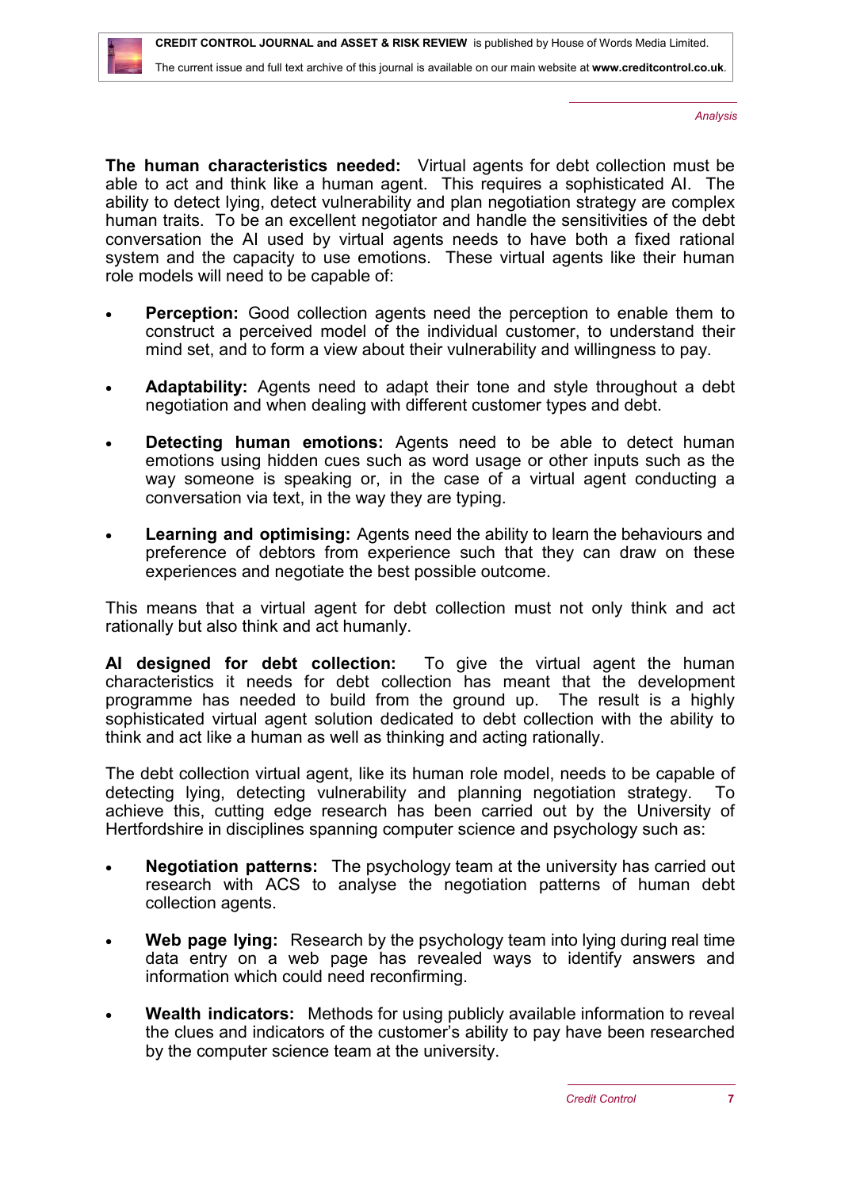**The human characteristics needed:** Virtual agents for debt collection must be able to act and think like a human agent. This requires a sophisticated AI. The ability to detect lying, detect vulnerability and plan negotiation strategy are complex human traits. To be an excellent negotiator and handle the sensitivities of the debt conversation the AI used by virtual agents needs to have both a fixed rational system and the capacity to use emotions. These virtual agents like their human role models will need to be capable of:

- **Perception:** Good collection agents need the perception to enable them to construct a perceived model of the individual customer, to understand their mind set, and to form a view about their vulnerability and willingness to pay.

- **Adaptability:** Agents need to adapt their tone and style throughout a debt negotiation and when dealing with different customer types and debt.

- **Detecting human emotions:** Agents need to be able to detect human emotions using hidden cues such as word usage or other inputs such as the way someone is speaking or, in the case of a virtual agent conducting a conversation via text, in the way they are typing.

- **Learning and optimising:** Agents need the ability to learn the behaviours and preference of debtors from experience such that they can draw on these experiences and negotiate the best possible outcome.

This means that a virtual agent for debt collection must not only think and act rationally but also think and act humanly.

**AI designed for debt collection:** To give the virtual agent the human characteristics it needs for debt collection has meant that the development programme has needed to build from the ground up. The result is a highly sophisticated virtual agent solution dedicated to debt collection with the ability to think and act like a human as well as thinking and acting rationally.

The debt collection virtual agent, like its human role model, needs to be capable of detecting lying, detecting vulnerability and planning negotiation strategy. To achieve this, cutting edge research has been carried out by the University of Hertfordshire in disciplines spanning computer science and psychology such as:

- **Negotiation patterns:** The psychology team at the university has carried out research with ACS to analyse the negotiation patterns of human debt collection agents.

- **Web page lying:** Research by the psychology team into lying during real time data entry on a web page has revealed ways to identify answers and information which could need reconfirming.

- **Wealth indicators:** Methods for using publicly available information to reveal the clues and indicators of the customer's ability to pay have been researched by the computer science team at the university.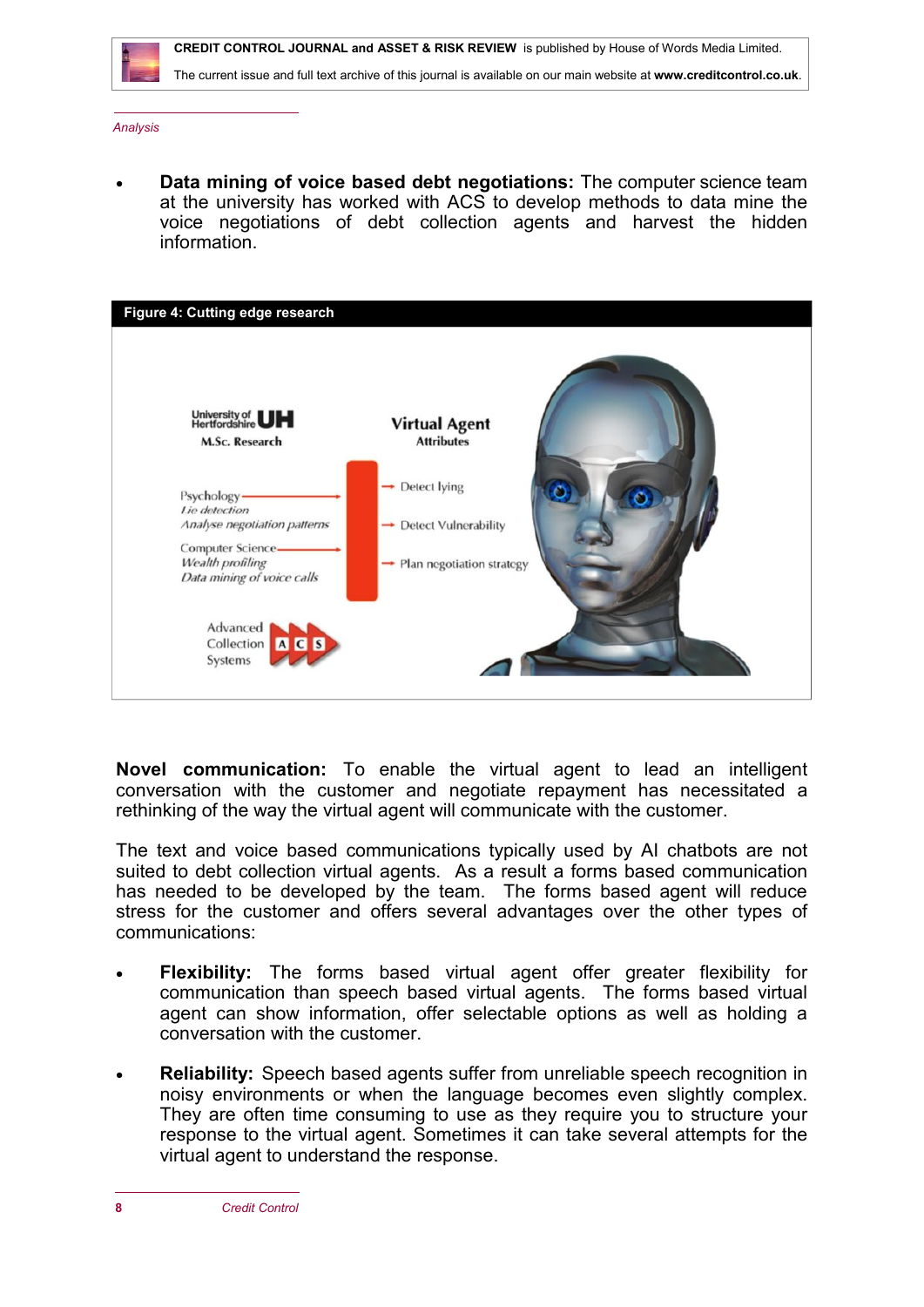*Analysis*

- **Data mining of voice based debt negotiations:** The computer science team at the university has worked with ACS to develop methods to data mine the voice negotiations of debt collection agents and harvest the hidden information.

**Figure 4: Cutting edge research**

University of Hertfordshire UH
M.Sc. Research

Psychology
*Lie detection*
*Analyse negotiation patterns*

Computer Science
*Wealth profiling*
*Data mining of voice calls*

Virtual Agent
Attributes

- Detect lying
- Detect Vulnerability
- Plan negotiation strategy

Advanced Collection Systems ACS

**Novel communication:** To enable the virtual agent to lead an intelligent conversation with the customer and negotiate repayment has necessitated a rethinking of the way the virtual agent will communicate with the customer.

The text and voice based communications typically used by AI chatbots are not suited to debt collection virtual agents. As a result a forms based communication has needed to be developed by the team. The forms based agent will reduce stress for the customer and offers several advantages over the other types of communications:

- **Flexibility:** The forms based virtual agent offer greater flexibility for communication than speech based virtual agents. The forms based virtual agent can show information, offer selectable options as well as holding a conversation with the customer.

- **Reliability:** Speech based agents suffer from unreliable speech recognition in noisy environments or when the language becomes even slightly complex. They are often time consuming to use as they require you to structure your response to the virtual agent. Sometimes it can take several attempts for the virtual agent to understand the response.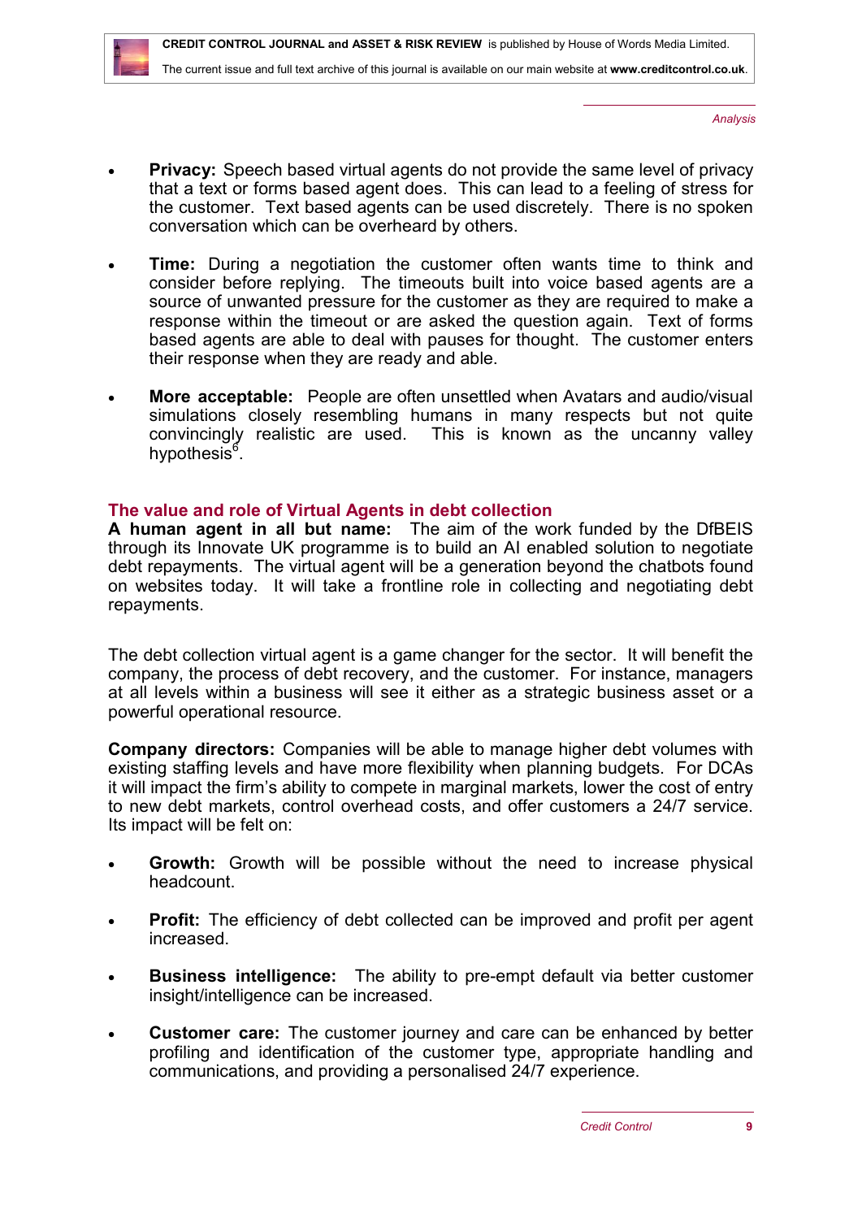- **Privacy:** Speech based virtual agents do not provide the same level of privacy that a text or forms based agent does. This can lead to a feeling of stress for the customer. Text based agents can be used discretely. There is no spoken conversation which can be overheard by others.

- **Time:** During a negotiation the customer often wants time to think and consider before replying. The timeouts built into voice based agents are a source of unwanted pressure for the customer as they are required to make a response within the timeout or are asked the question again. Text of forms based agents are able to deal with pauses for thought. The customer enters their response when they are ready and able.

- **More acceptable:** People are often unsettled when Avatars and audio/visual simulations closely resembling humans in many respects but not quite convincingly realistic are used. This is known as the uncanny valley hypothesis[6].

## The value and role of Virtual Agents in debt collection

**A human agent in all but name:** The aim of the work funded by the DfBEIS through its Innovate UK programme is to build an AI enabled solution to negotiate debt repayments. The virtual agent will be a generation beyond the chatbots found on websites today. It will take a frontline role in collecting and negotiating debt repayments.

The debt collection virtual agent is a game changer for the sector. It will benefit the company, the process of debt recovery, and the customer. For instance, managers at all levels within a business will see it either as a strategic business asset or a powerful operational resource.

**Company directors:** Companies will be able to manage higher debt volumes with existing staffing levels and have more flexibility when planning budgets. For DCAs it will impact the firm's ability to compete in marginal markets, lower the cost of entry to new debt markets, control overhead costs, and offer customers a 24/7 service. Its impact will be felt on:

- **Growth:** Growth will be possible without the need to increase physical headcount.

- **Profit:** The efficiency of debt collected can be improved and profit per agent increased.

- **Business intelligence:** The ability to pre-empt default via better customer insight/intelligence can be increased.

- **Customer care:** The customer journey and care can be enhanced by better profiling and identification of the customer type, appropriate handling and communications, and providing a personalised 24/7 experience.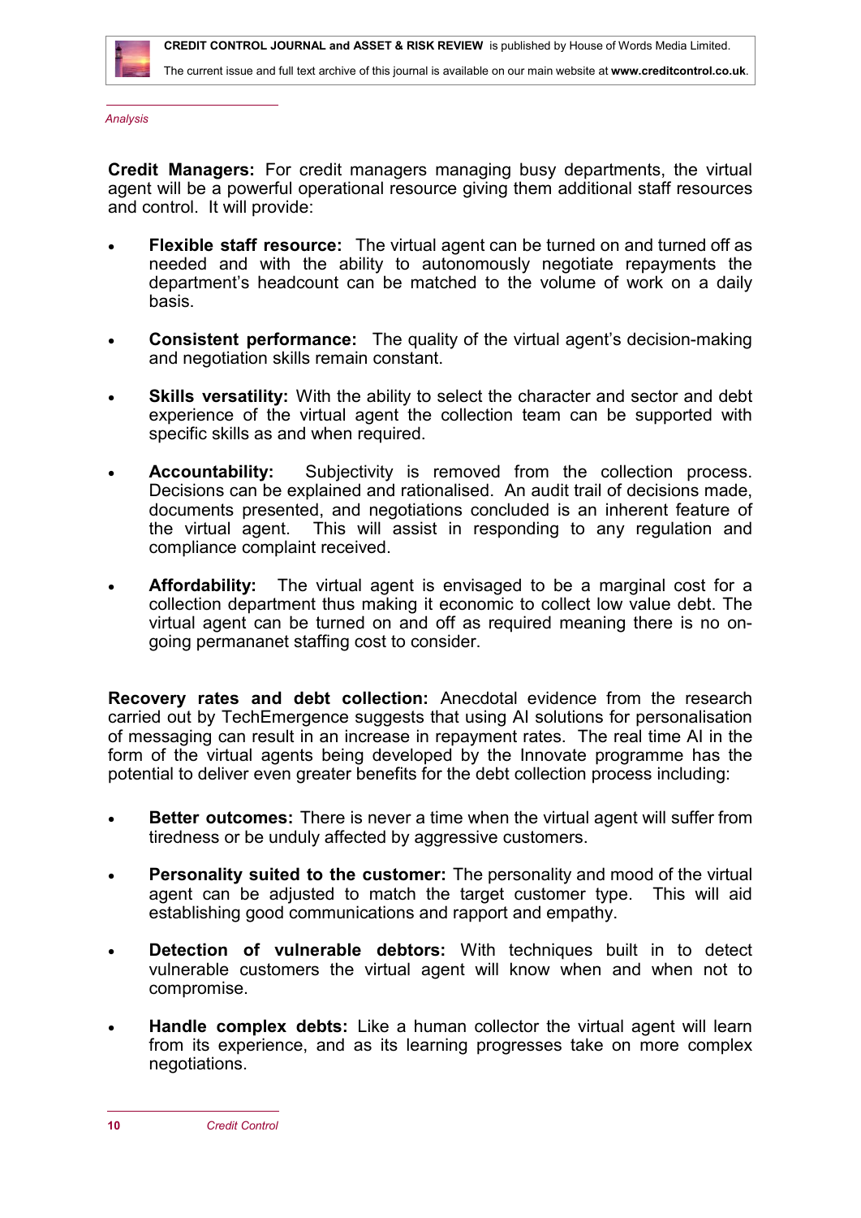*Analysis*

**Credit Managers:** For credit managers managing busy departments, the virtual agent will be a powerful operational resource giving them additional staff resources and control. It will provide:

- **Flexible staff resource:** The virtual agent can be turned on and turned off as needed and with the ability to autonomously negotiate repayments the department's headcount can be matched to the volume of work on a daily basis.

- **Consistent performance:** The quality of the virtual agent's decision-making and negotiation skills remain constant.

- **Skills versatility:** With the ability to select the character and sector and debt experience of the virtual agent the collection team can be supported with specific skills as and when required.

- **Accountability:** Subjectivity is removed from the collection process. Decisions can be explained and rationalised. An audit trail of decisions made, documents presented, and negotiations concluded is an inherent feature of the virtual agent. This will assist in responding to any regulation and compliance complaint received.

- **Affordability:** The virtual agent is envisaged to be a marginal cost for a collection department thus making it economic to collect low value debt. The virtual agent can be turned on and off as required meaning there is no on-going permananet staffing cost to consider.

**Recovery rates and debt collection:** Anecdotal evidence from the research carried out by TechEmergence suggests that using AI solutions for personalisation of messaging can result in an increase in repayment rates. The real time AI in the form of the virtual agents being developed by the Innovate programme has the potential to deliver even greater benefits for the debt collection process including:

- **Better outcomes:** There is never a time when the virtual agent will suffer from tiredness or be unduly affected by aggressive customers.

- **Personality suited to the customer:** The personality and mood of the virtual agent can be adjusted to match the target customer type. This will aid establishing good communications and rapport and empathy.

- **Detection of vulnerable debtors:** With techniques built in to detect vulnerable customers the virtual agent will know when and when not to compromise.

- **Handle complex debts:** Like a human collector the virtual agent will learn from its experience, and as its learning progresses take on more complex negotiations.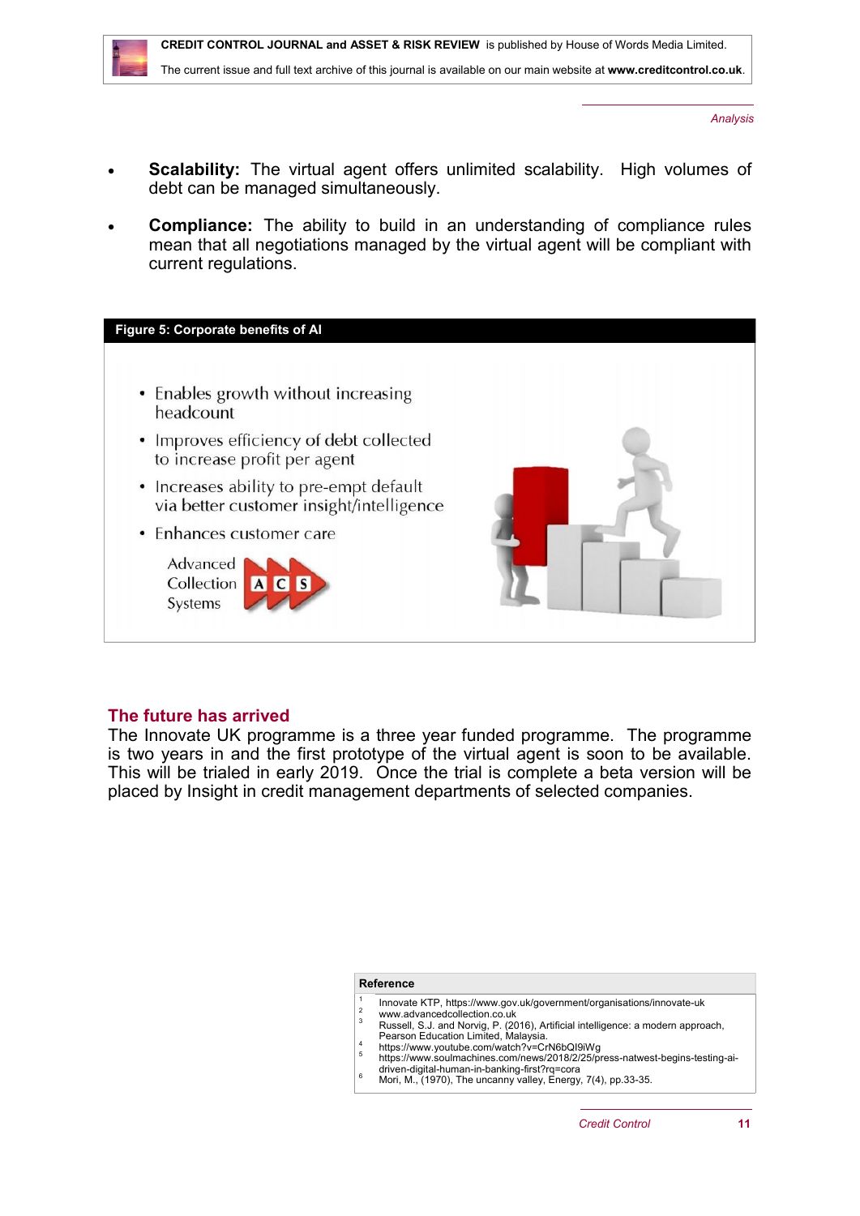- **Scalability:** The virtual agent offers unlimited scalability. High volumes of debt can be managed simultaneously.

- **Compliance:** The ability to build in an understanding of compliance rules mean that all negotiations managed by the virtual agent will be compliant with current regulations.

**Figure 5: Corporate benefits of AI**

- Enables growth without increasing headcount
- Improves efficiency of debt collected to increase profit per agent
- Increases ability to pre-empt default via better customer insight/intelligence
- Enhances customer care

Advanced Collection Systems
A C S

## The future has arrived

The Innovate UK programme is a three year funded programme. The programme is two years in and the first prototype of the virtual agent is soon to be available. This will be trialed in early 2019. Once the trial is complete a beta version will be placed by Insight in credit management departments of selected companies.

**Reference**

1. Innovate KTP, https://www.gov.uk/government/organisations/innovate-uk
2. www.advancedcollection.co.uk
3. Russell, S.J. and Norvig, P. (2016), Artificial intelligence: a modern approach, Pearson Education Limited, Malaysia.
4. https://www.youtube.com/watch?v=CrN6bQI9iWg
5. https://www.soulmachines.com/news/2018/2/25/press-natwest-begins-testing-ai-driven-digital-human-in-banking-first?rq=cora
6. Mori, M., (1970), The uncanny valley, Energy, 7(4), pp.33-35.